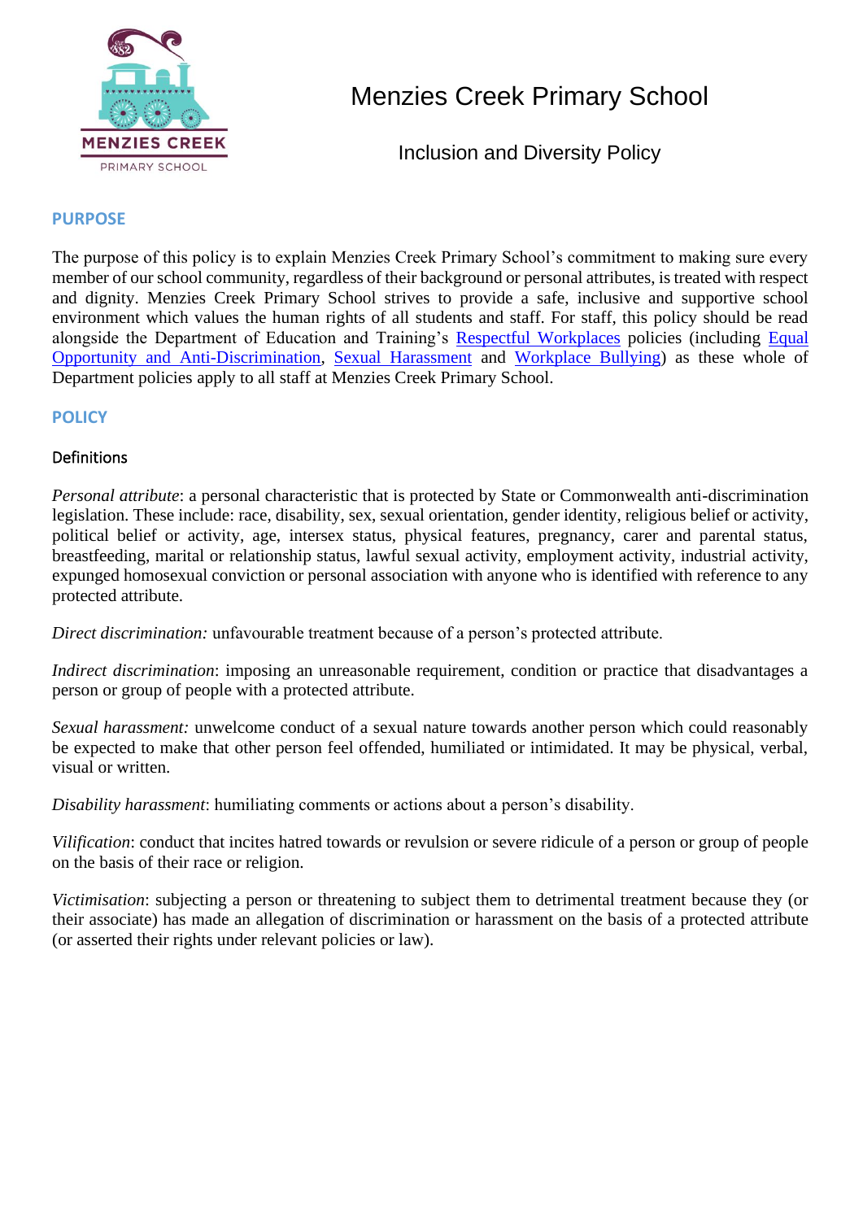# Menzies Creek Primary School

## Inclusion and Diversity Policy

## PURPOSE

The purpose of this policy is to explain Menzies Creek Primary School's commitment to making sure every member of our school community, regardless of their background or personal attributes, is treated with respect and dignity. Menzies Creek Primary School strives to provide a safe, inclusive and supportive school environment which values the human rights of all students and staff. For staff, this policy should be read alongside the Department of Education and Training's Respectful Workplaces policies (including Equal Opportunity and Anti-Discrimination, Sexual Harassment and Workplace Bullying) as these whole of Department policies apply to all staff at Menzies Creek Primary School.

## POLICY

### Definitions

*Personal attribute*: a personal characteristic that is protected by State or Commonwealth anti-discrimination legislation. These include: race, disability, sex, sexual orientation, gender identity, religious belief or activity, political belief or activity, age, intersex status, physical features, pregnancy, carer and parental status, breastfeeding, marital or relationship status, lawful sexual activity, employment activity, industrial activity, expunged homosexual conviction or personal association with anyone who is identified with reference to any protected attribute.

*Direct discrimination:* unfavourable treatment because of a person's protected attribute.

*Indirect discrimination*: imposing an unreasonable requirement, condition or practice that disadvantages a person or group of people with a protected attribute.

*Sexual harassment:* unwelcome conduct of a sexual nature towards another person which could reasonably be expected to make that other person feel offended, humiliated or intimidated. It may be physical, verbal, visual or written.

*Disability harassment*: humiliating comments or actions about a person's disability.

*Vilification*: conduct that incites hatred towards or revulsion or severe ridicule of a person or group of people on the basis of their race or religion.

*Victimisation*: subjecting a person or threatening to subject them to detrimental treatment because they (or their associate) has made an allegation of discrimination or harassment on the basis of a protected attribute (or asserted their rights under relevant policies or law).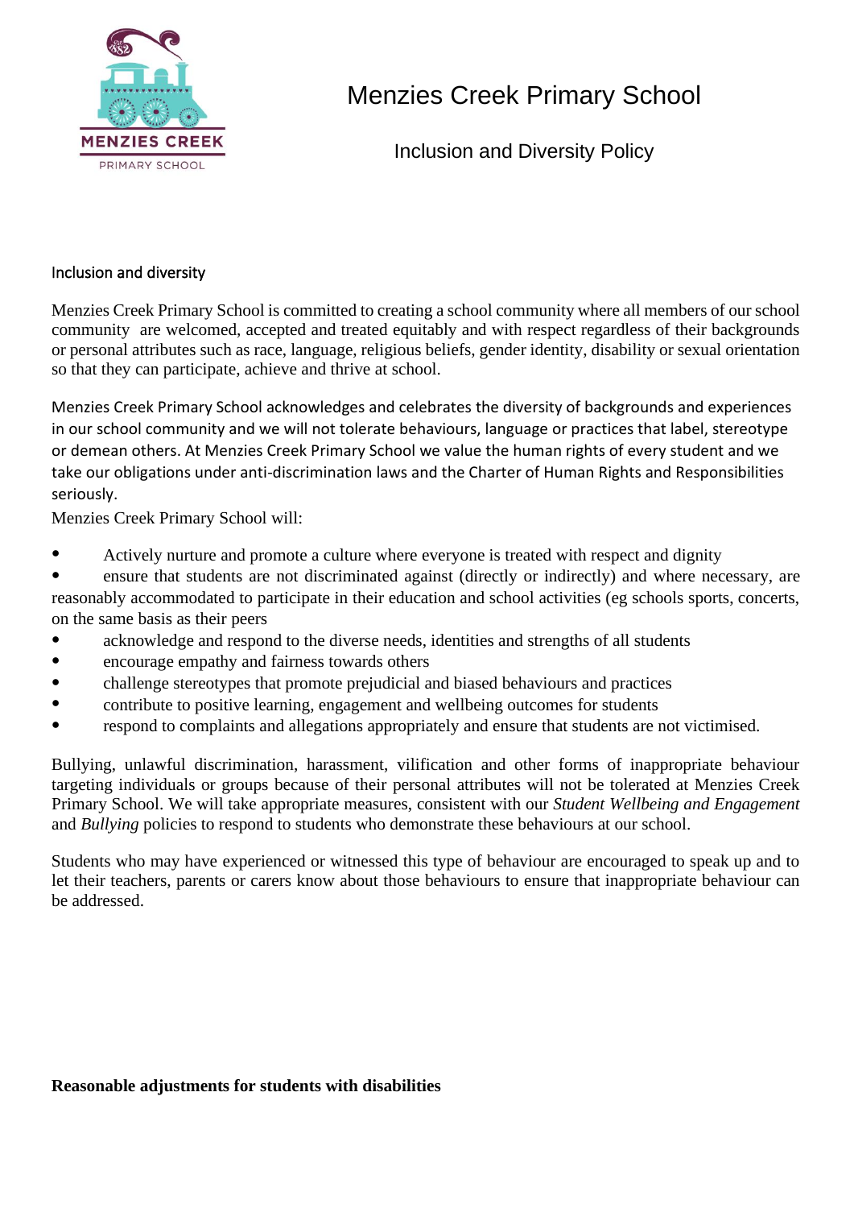# Menzies Creek Primary School

## Inclusion and Diversity Policy

### Inclusion and diversity

Menzies Creek Primary School is committed to creating a school community where all members of our school community are welcomed, accepted and treated equitably and with respect regardless of their backgrounds or personal attributes such as race, language, religious beliefs, gender identity, disability or sexual orientation so that they can participate, achieve and thrive at school.

Menzies Creek Primary School acknowledges and celebrates the diversity of backgrounds and experiences in our school community and we will not tolerate behaviours, language or practices that label, stereotype or demean others. At Menzies Creek Primary School we value the human rights of every student and we take our obligations under anti-discrimination laws and the Charter of Human Rights and Responsibilities seriously.

Menzies Creek Primary School will:

- Actively nurture and promote a culture where everyone is treated with respect and dignity
- ensure that students are not discriminated against (directly or indirectly) and where necessary, are reasonably accommodated to participate in their education and school activities (eg schools sports, concerts, on the same basis as their peers
- acknowledge and respond to the diverse needs, identities and strengths of all students
- encourage empathy and fairness towards others
- challenge stereotypes that promote prejudicial and biased behaviours and practices
- contribute to positive learning, engagement and wellbeing outcomes for students
- respond to complaints and allegations appropriately and ensure that students are not victimised.

Bullying, unlawful discrimination, harassment, vilification and other forms of inappropriate behaviour targeting individuals or groups because of their personal attributes will not be tolerated at Menzies Creek Primary School. We will take appropriate measures, consistent with our *Student Wellbeing and Engagement* and *Bullying* policies to respond to students who demonstrate these behaviours at our school.

Students who may have experienced or witnessed this type of behaviour are encouraged to speak up and to let their teachers, parents or carers know about those behaviours to ensure that inappropriate behaviour can be addressed.

**Reasonable adjustments for students with disabilities**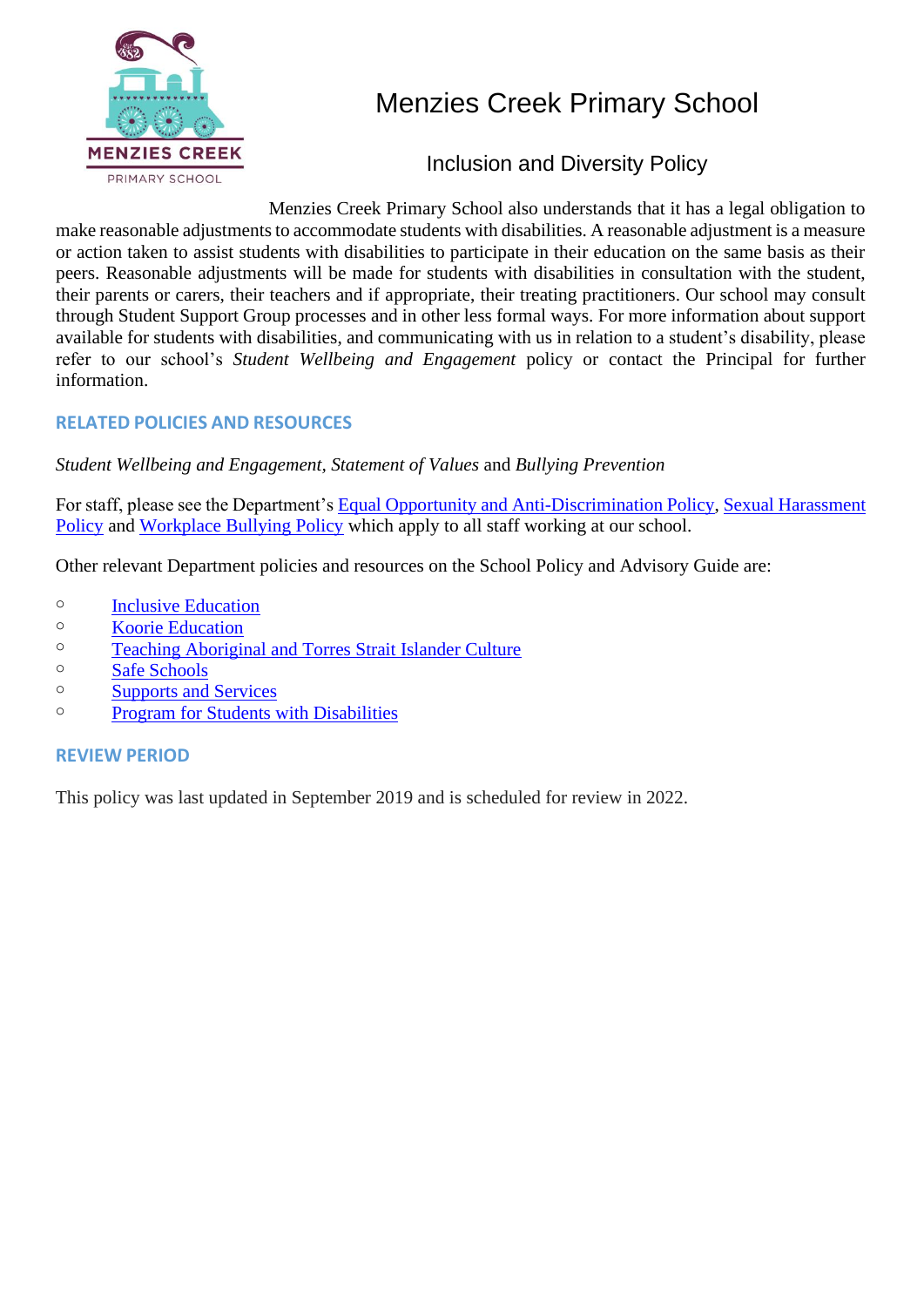# Menzies Creek Primary School

## Inclusion and Diversity Policy

Menzies Creek Primary School also understands that it has a legal obligation to make reasonable adjustments to accommodate students with disabilities. A reasonable adjustment is a measure or action taken to assist students with disabilities to participate in their education on the same basis as their peers. Reasonable adjustments will be made for students with disabilities in consultation with the student, their parents or carers, their teachers and if appropriate, their treating practitioners. Our school may consult through Student Support Group processes and in other less formal ways. For more information about support available for students with disabilities, and communicating with us in relation to a student's disability, please refer to our school's *Student Wellbeing and Engagement* policy or contact the Principal for further information.

### RELATED POLICIES AND RESOURCES

*Student Wellbeing and Engagement, Statement of Values* and *Bullying Prevention*

For staff, please see the Department's Equal Opportunity and Anti-Discrimination Policy, Sexual Harassment Policy and Workplace Bullying Policy which apply to all staff working at our school.

Other relevant Department policies and resources on the School Policy and Advisory Guide are:

- Inclusive Education
- Koorie Education
- Teaching Aboriginal and Torres Strait Islander Culture
- Safe Schools
- Supports and Services
- Program for Students with Disabilities

### REVIEW PERIOD

This policy was last updated in September 2019 and is scheduled for review in 2022.